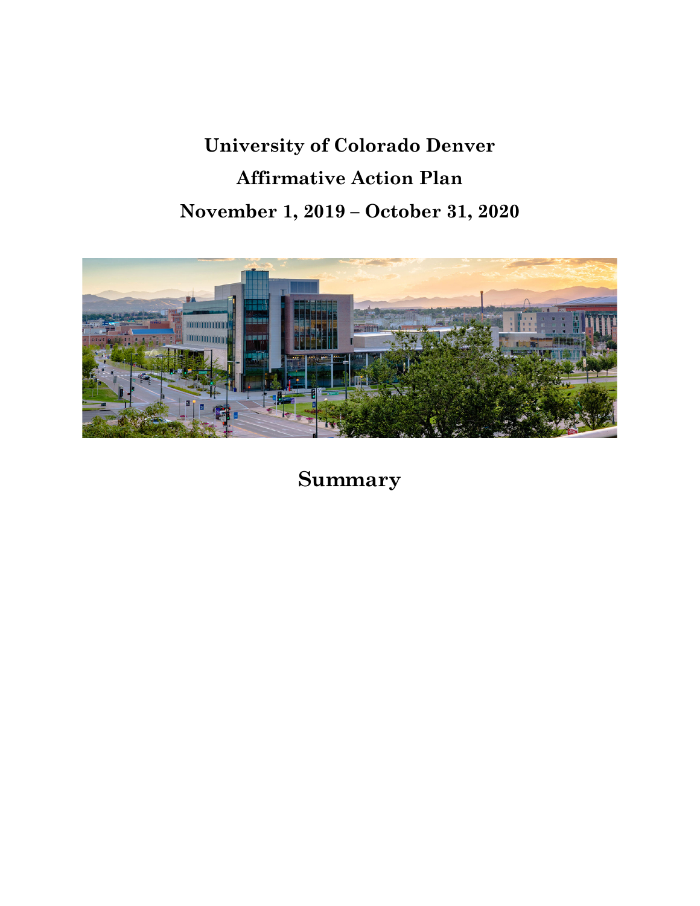# University of Colorado Denver

# Affirmative Action Plan

# November 1, 2019 – October 31, 2020

## Summary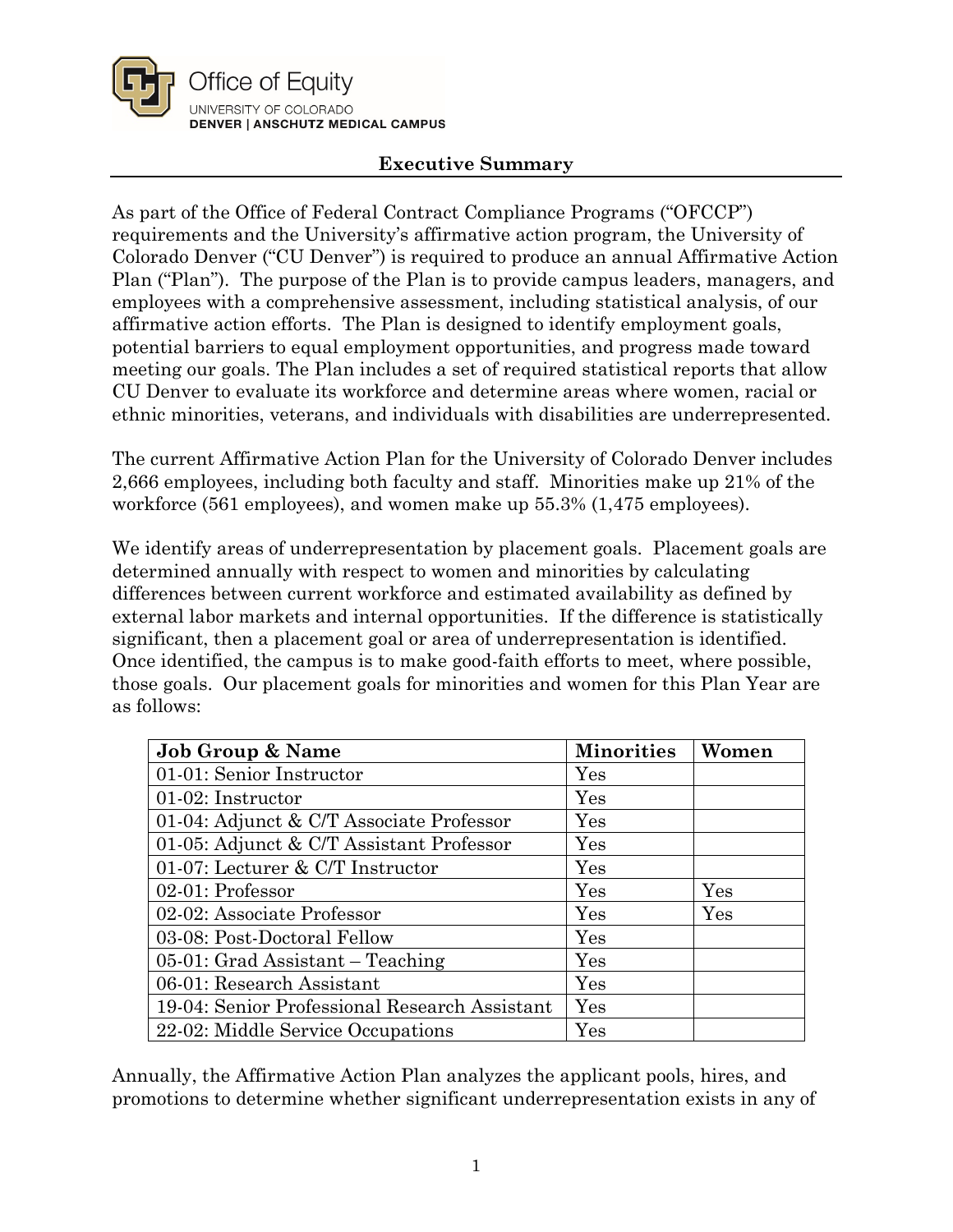Office of Equity
UNIVERSITY OF COLORADO
DENVER | ANSCHUTZ MEDICAL CAMPUS

## Executive Summary

As part of the Office of Federal Contract Compliance Programs ("OFCCP") requirements and the University's affirmative action program, the University of Colorado Denver ("CU Denver") is required to produce an annual Affirmative Action Plan ("Plan"). The purpose of the Plan is to provide campus leaders, managers, and employees with a comprehensive assessment, including statistical analysis, of our affirmative action efforts. The Plan is designed to identify employment goals, potential barriers to equal employment opportunities, and progress made toward meeting our goals. The Plan includes a set of required statistical reports that allow CU Denver to evaluate its workforce and determine areas where women, racial or ethnic minorities, veterans, and individuals with disabilities are underrepresented.

The current Affirmative Action Plan for the University of Colorado Denver includes 2,666 employees, including both faculty and staff. Minorities make up 21% of the workforce (561 employees), and women make up 55.3% (1,475 employees).

We identify areas of underrepresentation by placement goals. Placement goals are determined annually with respect to women and minorities by calculating differences between current workforce and estimated availability as defined by external labor markets and internal opportunities. If the difference is statistically significant, then a placement goal or area of underrepresentation is identified. Once identified, the campus is to make good-faith efforts to meet, where possible, those goals. Our placement goals for minorities and women for this Plan Year are as follows:

| Job Group & Name | Minorities | Women |
|---|---|---|
| 01-01: Senior Instructor | Yes | |
| 01-02: Instructor | Yes | |
| 01-04: Adjunct & C/T Associate Professor | Yes | |
| 01-05: Adjunct & C/T Assistant Professor | Yes | |
| 01-07: Lecturer & C/T Instructor | Yes | |
| 02-01: Professor | Yes | Yes |
| 02-02: Associate Professor | Yes | Yes |
| 03-08: Post-Doctoral Fellow | Yes | |
| 05-01: Grad Assistant – Teaching | Yes | |
| 06-01: Research Assistant | Yes | |
| 19-04: Senior Professional Research Assistant | Yes | |
| 22-02: Middle Service Occupations | Yes | |

Annually, the Affirmative Action Plan analyzes the applicant pools, hires, and promotions to determine whether significant underrepresentation exists in any of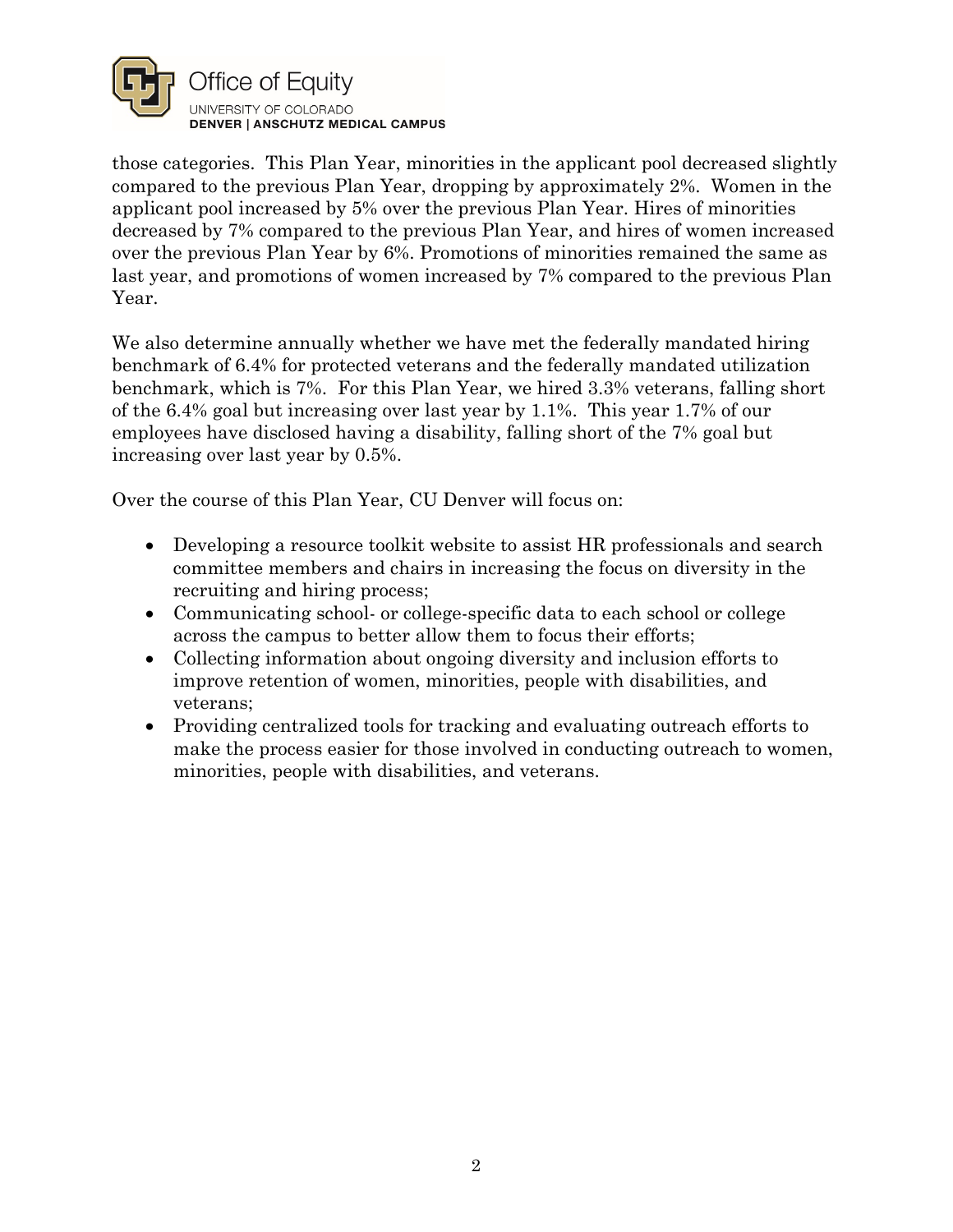those categories. This Plan Year, minorities in the applicant pool decreased slightly compared to the previous Plan Year, dropping by approximately 2%. Women in the applicant pool increased by 5% over the previous Plan Year. Hires of minorities decreased by 7% compared to the previous Plan Year, and hires of women increased over the previous Plan Year by 6%. Promotions of minorities remained the same as last year, and promotions of women increased by 7% compared to the previous Plan Year.

We also determine annually whether we have met the federally mandated hiring benchmark of 6.4% for protected veterans and the federally mandated utilization benchmark, which is 7%. For this Plan Year, we hired 3.3% veterans, falling short of the 6.4% goal but increasing over last year by 1.1%. This year 1.7% of our employees have disclosed having a disability, falling short of the 7% goal but increasing over last year by 0.5%.

Over the course of this Plan Year, CU Denver will focus on:

- Developing a resource toolkit website to assist HR professionals and search committee members and chairs in increasing the focus on diversity in the recruiting and hiring process;
- Communicating school- or college-specific data to each school or college across the campus to better allow them to focus their efforts;
- Collecting information about ongoing diversity and inclusion efforts to improve retention of women, minorities, people with disabilities, and veterans;
- Providing centralized tools for tracking and evaluating outreach efforts to make the process easier for those involved in conducting outreach to women, minorities, people with disabilities, and veterans.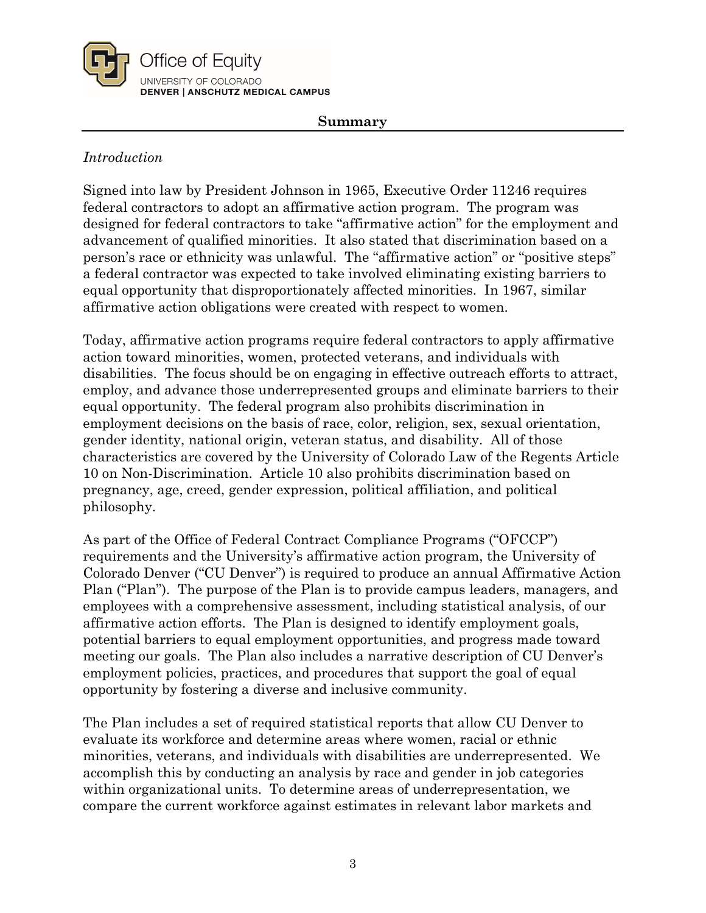## Summary

*Introduction*

Signed into law by President Johnson in 1965, Executive Order 11246 requires federal contractors to adopt an affirmative action program. The program was designed for federal contractors to take "affirmative action" for the employment and advancement of qualified minorities. It also stated that discrimination based on a person's race or ethnicity was unlawful. The "affirmative action" or "positive steps" a federal contractor was expected to take involved eliminating existing barriers to equal opportunity that disproportionately affected minorities. In 1967, similar affirmative action obligations were created with respect to women.

Today, affirmative action programs require federal contractors to apply affirmative action toward minorities, women, protected veterans, and individuals with disabilities. The focus should be on engaging in effective outreach efforts to attract, employ, and advance those underrepresented groups and eliminate barriers to their equal opportunity. The federal program also prohibits discrimination in employment decisions on the basis of race, color, religion, sex, sexual orientation, gender identity, national origin, veteran status, and disability. All of those characteristics are covered by the University of Colorado Law of the Regents Article 10 on Non-Discrimination. Article 10 also prohibits discrimination based on pregnancy, age, creed, gender expression, political affiliation, and political philosophy.

As part of the Office of Federal Contract Compliance Programs ("OFCCP") requirements and the University's affirmative action program, the University of Colorado Denver ("CU Denver") is required to produce an annual Affirmative Action Plan ("Plan"). The purpose of the Plan is to provide campus leaders, managers, and employees with a comprehensive assessment, including statistical analysis, of our affirmative action efforts. The Plan is designed to identify employment goals, potential barriers to equal employment opportunities, and progress made toward meeting our goals. The Plan also includes a narrative description of CU Denver's employment policies, practices, and procedures that support the goal of equal opportunity by fostering a diverse and inclusive community.

The Plan includes a set of required statistical reports that allow CU Denver to evaluate its workforce and determine areas where women, racial or ethnic minorities, veterans, and individuals with disabilities are underrepresented. We accomplish this by conducting an analysis by race and gender in job categories within organizational units. To determine areas of underrepresentation, we compare the current workforce against estimates in relevant labor markets and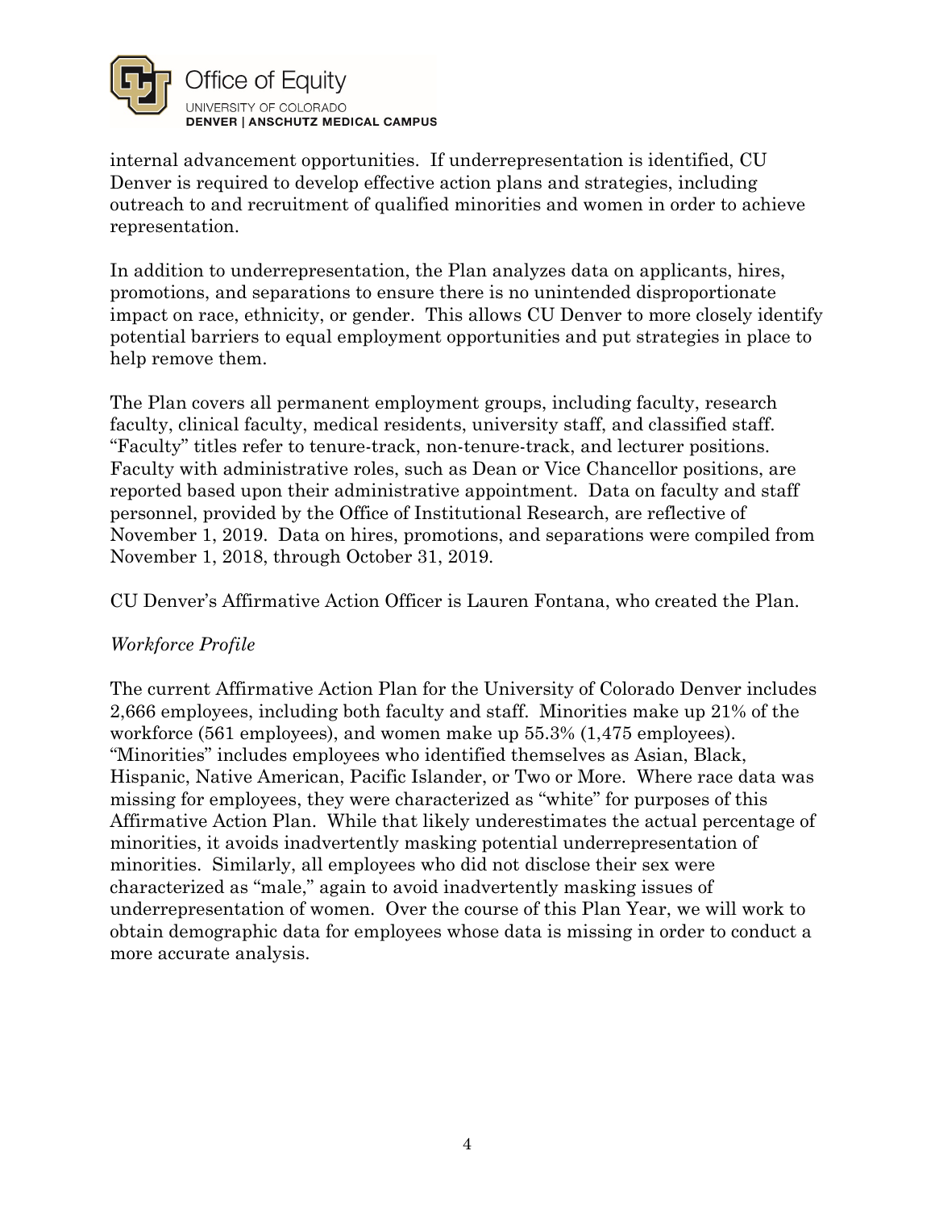internal advancement opportunities. If underrepresentation is identified, CU Denver is required to develop effective action plans and strategies, including outreach to and recruitment of qualified minorities and women in order to achieve representation.

In addition to underrepresentation, the Plan analyzes data on applicants, hires, promotions, and separations to ensure there is no unintended disproportionate impact on race, ethnicity, or gender. This allows CU Denver to more closely identify potential barriers to equal employment opportunities and put strategies in place to help remove them.

The Plan covers all permanent employment groups, including faculty, research faculty, clinical faculty, medical residents, university staff, and classified staff. "Faculty" titles refer to tenure-track, non-tenure-track, and lecturer positions. Faculty with administrative roles, such as Dean or Vice Chancellor positions, are reported based upon their administrative appointment. Data on faculty and staff personnel, provided by the Office of Institutional Research, are reflective of November 1, 2019. Data on hires, promotions, and separations were compiled from November 1, 2018, through October 31, 2019.

CU Denver's Affirmative Action Officer is Lauren Fontana, who created the Plan.

*Workforce Profile*

The current Affirmative Action Plan for the University of Colorado Denver includes 2,666 employees, including both faculty and staff. Minorities make up 21% of the workforce (561 employees), and women make up 55.3% (1,475 employees). "Minorities" includes employees who identified themselves as Asian, Black, Hispanic, Native American, Pacific Islander, or Two or More. Where race data was missing for employees, they were characterized as "white" for purposes of this Affirmative Action Plan. While that likely underestimates the actual percentage of minorities, it avoids inadvertently masking potential underrepresentation of minorities. Similarly, all employees who did not disclose their sex were characterized as "male," again to avoid inadvertently masking issues of underrepresentation of women. Over the course of this Plan Year, we will work to obtain demographic data for employees whose data is missing in order to conduct a more accurate analysis.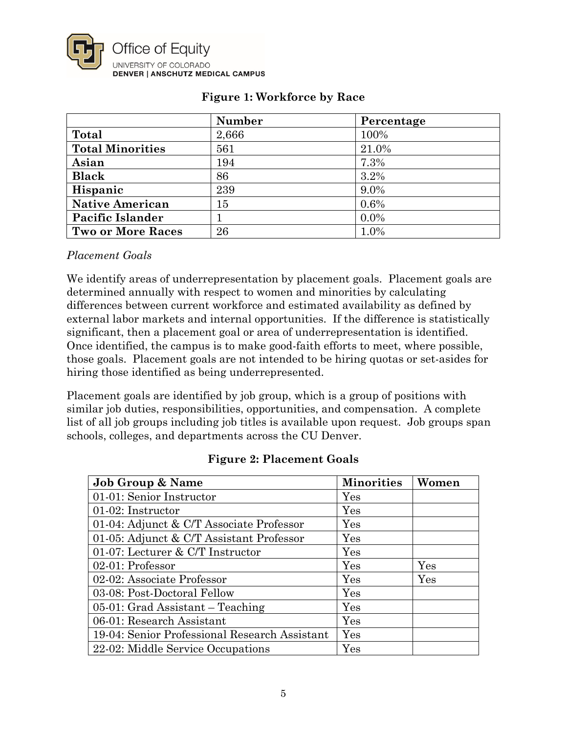**Figure 1: Workforce by Race**

| | Number | Percentage |
|---|---|---|
| **Total** | 2,666 | 100% |
| **Total Minorities** | 561 | 21.0% |
| **Asian** | 194 | 7.3% |
| **Black** | 86 | 3.2% |
| **Hispanic** | 239 | 9.0% |
| **Native American** | 15 | 0.6% |
| **Pacific Islander** | 1 | 0.0% |
| **Two or More Races** | 26 | 1.0% |

*Placement Goals*

We identify areas of underrepresentation by placement goals. Placement goals are determined annually with respect to women and minorities by calculating differences between current workforce and estimated availability as defined by external labor markets and internal opportunities. If the difference is statistically significant, then a placement goal or area of underrepresentation is identified. Once identified, the campus is to make good-faith efforts to meet, where possible, those goals. Placement goals are not intended to be hiring quotas or set-asides for hiring those identified as being underrepresented.

Placement goals are identified by job group, which is a group of positions with similar job duties, responsibilities, opportunities, and compensation. A complete list of all job groups including job titles is available upon request. Job groups span schools, colleges, and departments across the CU Denver.

**Figure 2: Placement Goals**

| Job Group & Name | Minorities | Women |
|---|---|---|
| 01-01: Senior Instructor | Yes | |
| 01-02: Instructor | Yes | |
| 01-04: Adjunct & C/T Associate Professor | Yes | |
| 01-05: Adjunct & C/T Assistant Professor | Yes | |
| 01-07: Lecturer & C/T Instructor | Yes | |
| 02-01: Professor | Yes | Yes |
| 02-02: Associate Professor | Yes | Yes |
| 03-08: Post-Doctoral Fellow | Yes | |
| 05-01: Grad Assistant – Teaching | Yes | |
| 06-01: Research Assistant | Yes | |
| 19-04: Senior Professional Research Assistant | Yes | |
| 22-02: Middle Service Occupations | Yes | |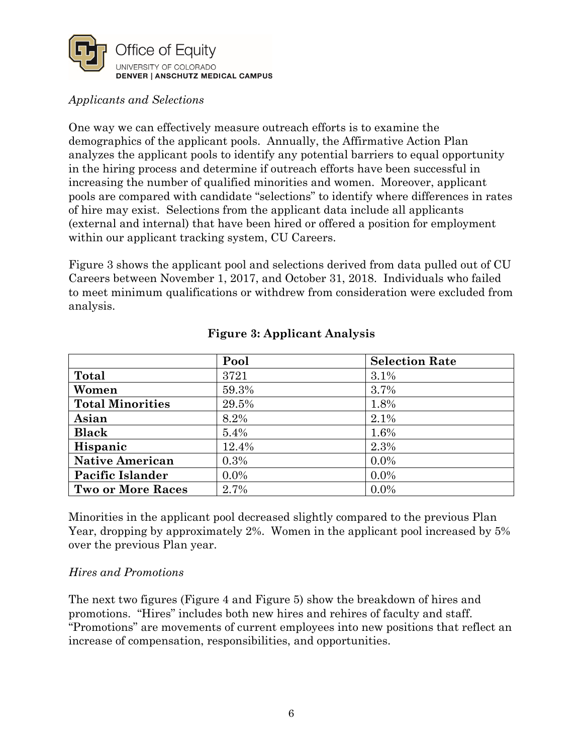*Applicants and Selections*

One way we can effectively measure outreach efforts is to examine the demographics of the applicant pools. Annually, the Affirmative Action Plan analyzes the applicant pools to identify any potential barriers to equal opportunity in the hiring process and determine if outreach efforts have been successful in increasing the number of qualified minorities and women. Moreover, applicant pools are compared with candidate "selections" to identify where differences in rates of hire may exist. Selections from the applicant data include all applicants (external and internal) that have been hired or offered a position for employment within our applicant tracking system, CU Careers.

Figure 3 shows the applicant pool and selections derived from data pulled out of CU Careers between November 1, 2017, and October 31, 2018. Individuals who failed to meet minimum qualifications or withdrew from consideration were excluded from analysis.

**Figure 3: Applicant Analysis**

| | Pool | Selection Rate |
|---|---|---|
| **Total** | 3721 | 3.1% |
| **Women** | 59.3% | 3.7% |
| **Total Minorities** | 29.5% | 1.8% |
| **Asian** | 8.2% | 2.1% |
| **Black** | 5.4% | 1.6% |
| **Hispanic** | 12.4% | 2.3% |
| **Native American** | 0.3% | 0.0% |
| **Pacific Islander** | 0.0% | 0.0% |
| **Two or More Races** | 2.7% | 0.0% |

Minorities in the applicant pool decreased slightly compared to the previous Plan Year, dropping by approximately 2%. Women in the applicant pool increased by 5% over the previous Plan year.

*Hires and Promotions*

The next two figures (Figure 4 and Figure 5) show the breakdown of hires and promotions. "Hires" includes both new hires and rehires of faculty and staff. "Promotions" are movements of current employees into new positions that reflect an increase of compensation, responsibilities, and opportunities.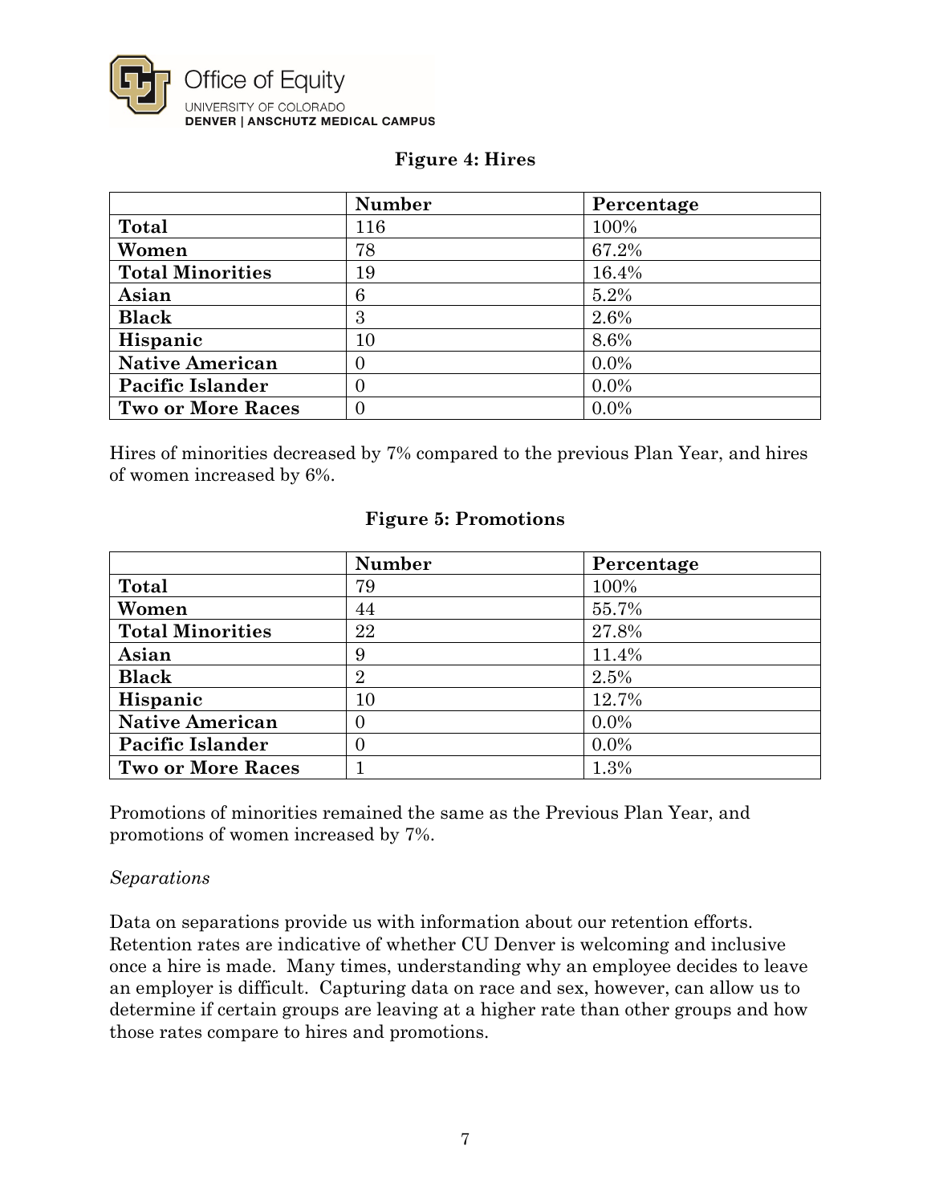**Figure 4: Hires**

| | Number | Percentage |
|---|---|---|
| **Total** | 116 | 100% |
| **Women** | 78 | 67.2% |
| **Total Minorities** | 19 | 16.4% |
| **Asian** | 6 | 5.2% |
| **Black** | 3 | 2.6% |
| **Hispanic** | 10 | 8.6% |
| **Native American** | 0 | 0.0% |
| **Pacific Islander** | 0 | 0.0% |
| **Two or More Races** | 0 | 0.0% |

Hires of minorities decreased by 7% compared to the previous Plan Year, and hires of women increased by 6%.

**Figure 5: Promotions**

| | Number | Percentage |
|---|---|---|
| **Total** | 79 | 100% |
| **Women** | 44 | 55.7% |
| **Total Minorities** | 22 | 27.8% |
| **Asian** | 9 | 11.4% |
| **Black** | 2 | 2.5% |
| **Hispanic** | 10 | 12.7% |
| **Native American** | 0 | 0.0% |
| **Pacific Islander** | 0 | 0.0% |
| **Two or More Races** | 1 | 1.3% |

Promotions of minorities remained the same as the Previous Plan Year, and promotions of women increased by 7%.

*Separations*

Data on separations provide us with information about our retention efforts. Retention rates are indicative of whether CU Denver is welcoming and inclusive once a hire is made. Many times, understanding why an employee decides to leave an employer is difficult. Capturing data on race and sex, however, can allow us to determine if certain groups are leaving at a higher rate than other groups and how those rates compare to hires and promotions.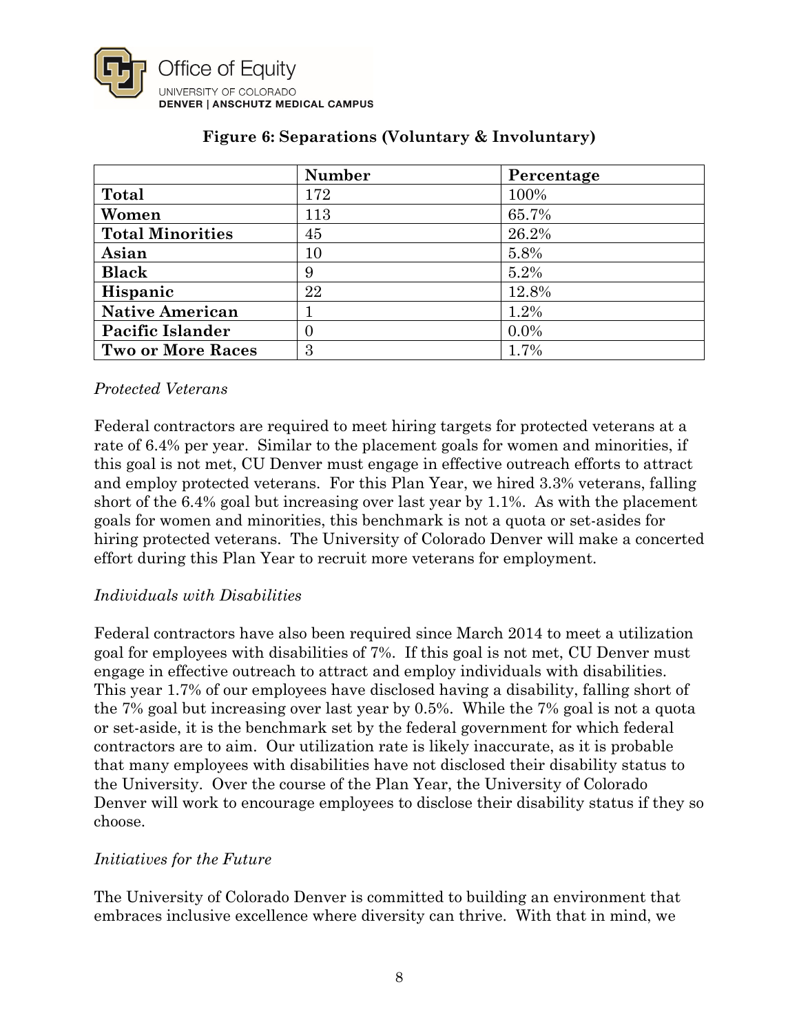**Figure 6: Separations (Voluntary & Involuntary)**

| | Number | Percentage |
|---|---|---|
| **Total** | 172 | 100% |
| **Women** | 113 | 65.7% |
| **Total Minorities** | 45 | 26.2% |
| **Asian** | 10 | 5.8% |
| **Black** | 9 | 5.2% |
| **Hispanic** | 22 | 12.8% |
| **Native American** | 1 | 1.2% |
| **Pacific Islander** | 0 | 0.0% |
| **Two or More Races** | 3 | 1.7% |

*Protected Veterans*

Federal contractors are required to meet hiring targets for protected veterans at a rate of 6.4% per year. Similar to the placement goals for women and minorities, if this goal is not met, CU Denver must engage in effective outreach efforts to attract and employ protected veterans. For this Plan Year, we hired 3.3% veterans, falling short of the 6.4% goal but increasing over last year by 1.1%. As with the placement goals for women and minorities, this benchmark is not a quota or set-asides for hiring protected veterans. The University of Colorado Denver will make a concerted effort during this Plan Year to recruit more veterans for employment.

*Individuals with Disabilities*

Federal contractors have also been required since March 2014 to meet a utilization goal for employees with disabilities of 7%. If this goal is not met, CU Denver must engage in effective outreach to attract and employ individuals with disabilities. This year 1.7% of our employees have disclosed having a disability, falling short of the 7% goal but increasing over last year by 0.5%. While the 7% goal is not a quota or set-aside, it is the benchmark set by the federal government for which federal contractors are to aim. Our utilization rate is likely inaccurate, as it is probable that many employees with disabilities have not disclosed their disability status to the University. Over the course of the Plan Year, the University of Colorado Denver will work to encourage employees to disclose their disability status if they so choose.

*Initiatives for the Future*

The University of Colorado Denver is committed to building an environment that embraces inclusive excellence where diversity can thrive. With that in mind, we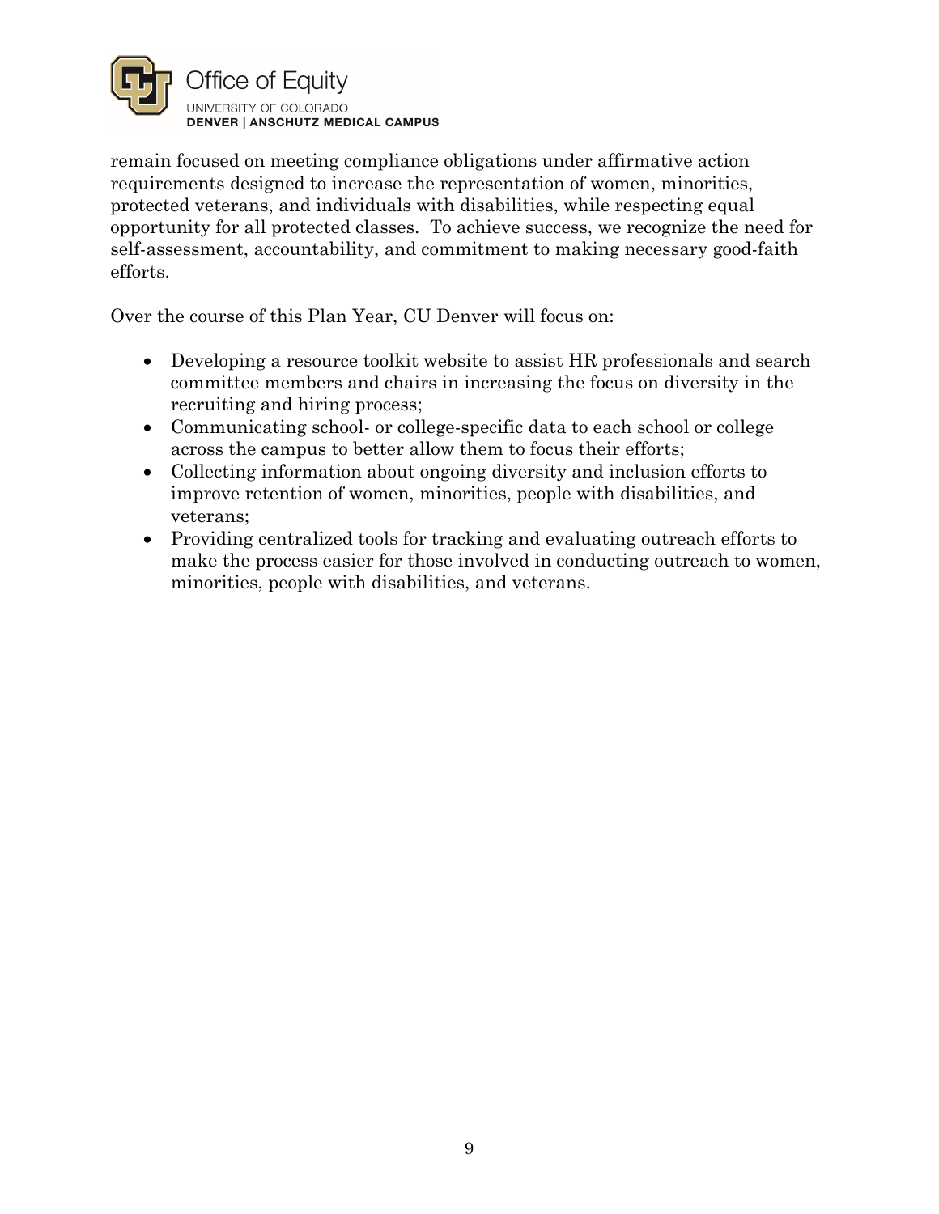remain focused on meeting compliance obligations under affirmative action requirements designed to increase the representation of women, minorities, protected veterans, and individuals with disabilities, while respecting equal opportunity for all protected classes. To achieve success, we recognize the need for self-assessment, accountability, and commitment to making necessary good-faith efforts.

Over the course of this Plan Year, CU Denver will focus on:

- Developing a resource toolkit website to assist HR professionals and search committee members and chairs in increasing the focus on diversity in the recruiting and hiring process;
- Communicating school- or college-specific data to each school or college across the campus to better allow them to focus their efforts;
- Collecting information about ongoing diversity and inclusion efforts to improve retention of women, minorities, people with disabilities, and veterans;
- Providing centralized tools for tracking and evaluating outreach efforts to make the process easier for those involved in conducting outreach to women, minorities, people with disabilities, and veterans.